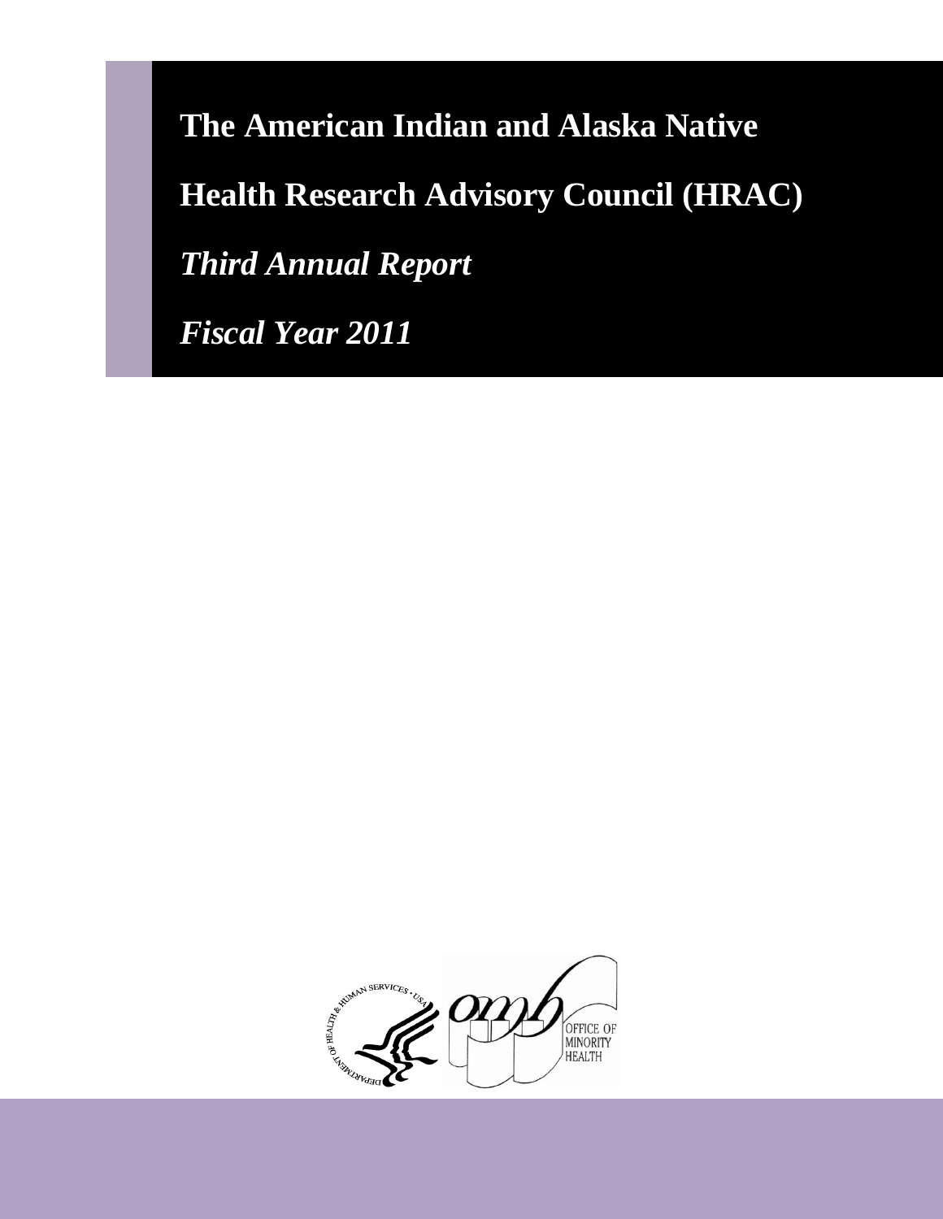# The American Indian and Alaska Native Health Research Advisory Council (HRAC)

## *Third Annual Report*

## *Fiscal Year 2011*

OFFICE OF MINORITY HEALTH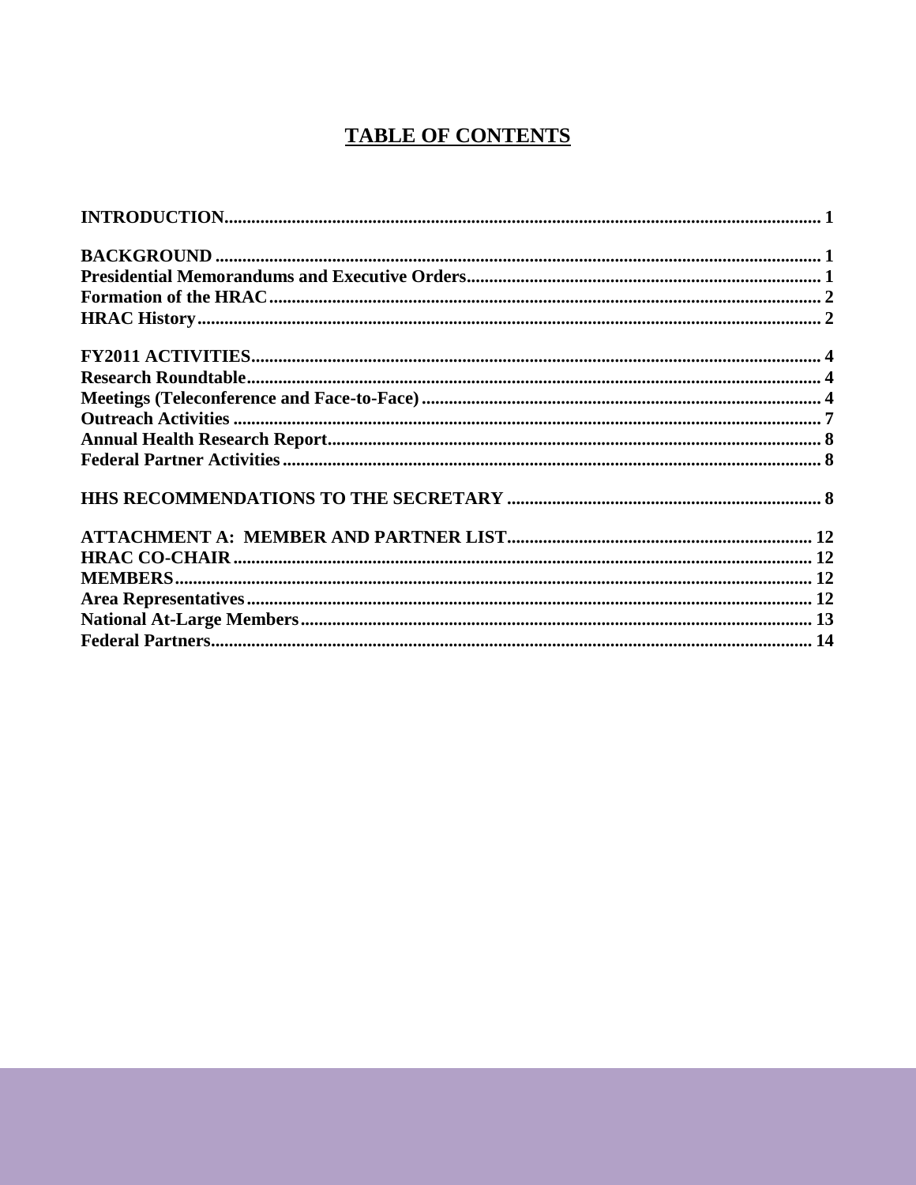# TABLE OF CONTENTS

**INTRODUCTION** .......... 1

**BACKGROUND** .......... 1
**Presidential Memorandums and Executive Orders** .......... 1
**Formation of the HRAC** .......... 2
**HRAC History** .......... 2

**FY2011 ACTIVITIES** .......... 4
**Research Roundtable** .......... 4
**Meetings (Teleconference and Face-to-Face)** .......... 4
**Outreach Activities** .......... 7
**Annual Health Research Report** .......... 8
**Federal Partner Activities** .......... 8

**HHS RECOMMENDATIONS TO THE SECRETARY** .......... 8

**ATTACHMENT A: MEMBER AND PARTNER LIST** .......... 12
**HRAC CO-CHAIR** .......... 12
**MEMBERS** .......... 12
**Area Representatives** .......... 12
**National At-Large Members** .......... 13
**Federal Partners** .......... 14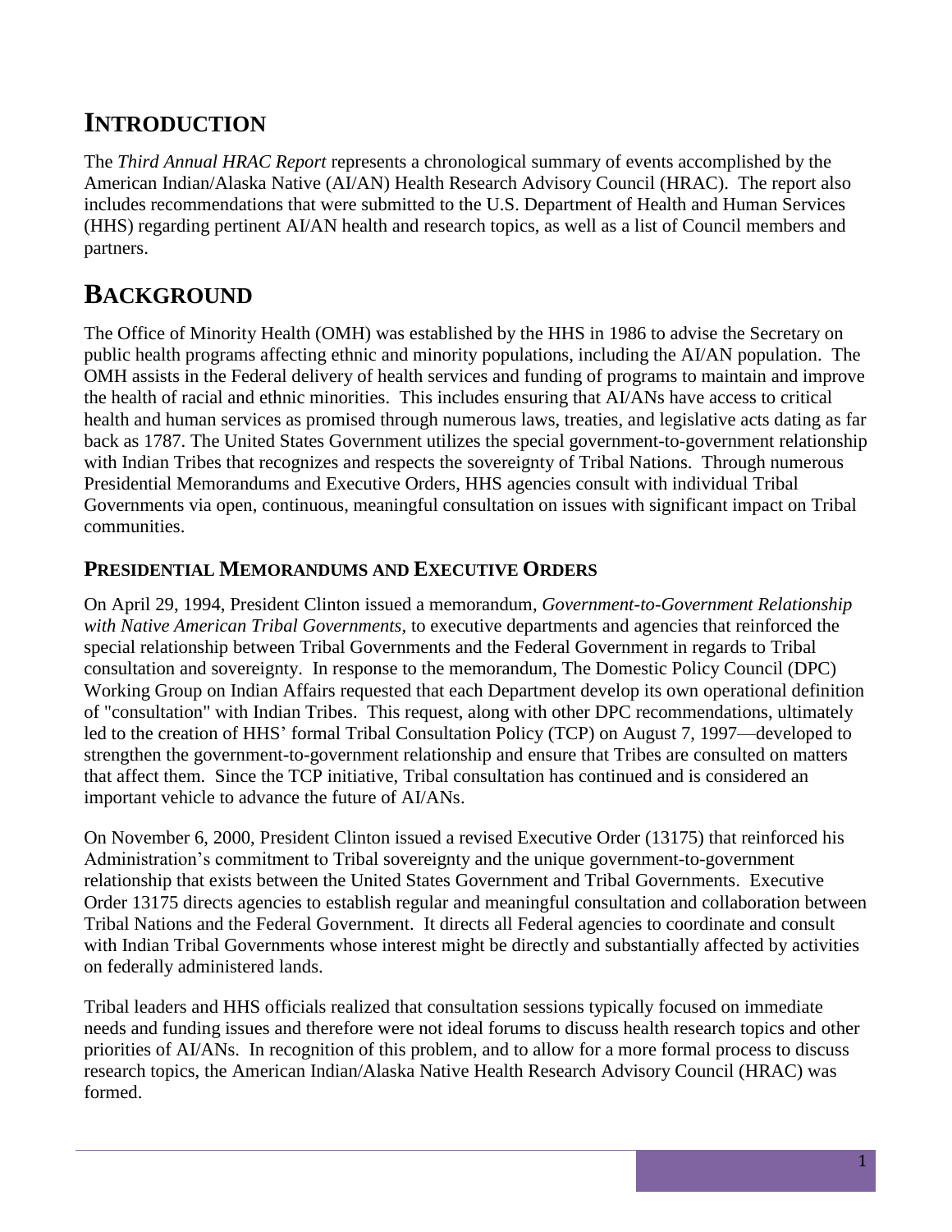# INTRODUCTION

The *Third Annual HRAC Report* represents a chronological summary of events accomplished by the American Indian/Alaska Native (AI/AN) Health Research Advisory Council (HRAC). The report also includes recommendations that were submitted to the U.S. Department of Health and Human Services (HHS) regarding pertinent AI/AN health and research topics, as well as a list of Council members and partners.

# BACKGROUND

The Office of Minority Health (OMH) was established by the HHS in 1986 to advise the Secretary on public health programs affecting ethnic and minority populations, including the AI/AN population. The OMH assists in the Federal delivery of health services and funding of programs to maintain and improve the health of racial and ethnic minorities. This includes ensuring that AI/ANs have access to critical health and human services as promised through numerous laws, treaties, and legislative acts dating as far back as 1787. The United States Government utilizes the special government-to-government relationship with Indian Tribes that recognizes and respects the sovereignty of Tribal Nations. Through numerous Presidential Memorandums and Executive Orders, HHS agencies consult with individual Tribal Governments via open, continuous, meaningful consultation on issues with significant impact on Tribal communities.

## PRESIDENTIAL MEMORANDUMS AND EXECUTIVE ORDERS

On April 29, 1994, President Clinton issued a memorandum, *Government-to-Government Relationship with Native American Tribal Governments,* to executive departments and agencies that reinforced the special relationship between Tribal Governments and the Federal Government in regards to Tribal consultation and sovereignty. In response to the memorandum, The Domestic Policy Council (DPC) Working Group on Indian Affairs requested that each Department develop its own operational definition of "consultation" with Indian Tribes. This request, along with other DPC recommendations, ultimately led to the creation of HHS' formal Tribal Consultation Policy (TCP) on August 7, 1997—developed to strengthen the government-to-government relationship and ensure that Tribes are consulted on matters that affect them. Since the TCP initiative, Tribal consultation has continued and is considered an important vehicle to advance the future of AI/ANs.

On November 6, 2000, President Clinton issued a revised Executive Order (13175) that reinforced his Administration's commitment to Tribal sovereignty and the unique government-to-government relationship that exists between the United States Government and Tribal Governments. Executive Order 13175 directs agencies to establish regular and meaningful consultation and collaboration between Tribal Nations and the Federal Government. It directs all Federal agencies to coordinate and consult with Indian Tribal Governments whose interest might be directly and substantially affected by activities on federally administered lands.

Tribal leaders and HHS officials realized that consultation sessions typically focused on immediate needs and funding issues and therefore were not ideal forums to discuss health research topics and other priorities of AI/ANs. In recognition of this problem, and to allow for a more formal process to discuss research topics, the American Indian/Alaska Native Health Research Advisory Council (HRAC) was formed.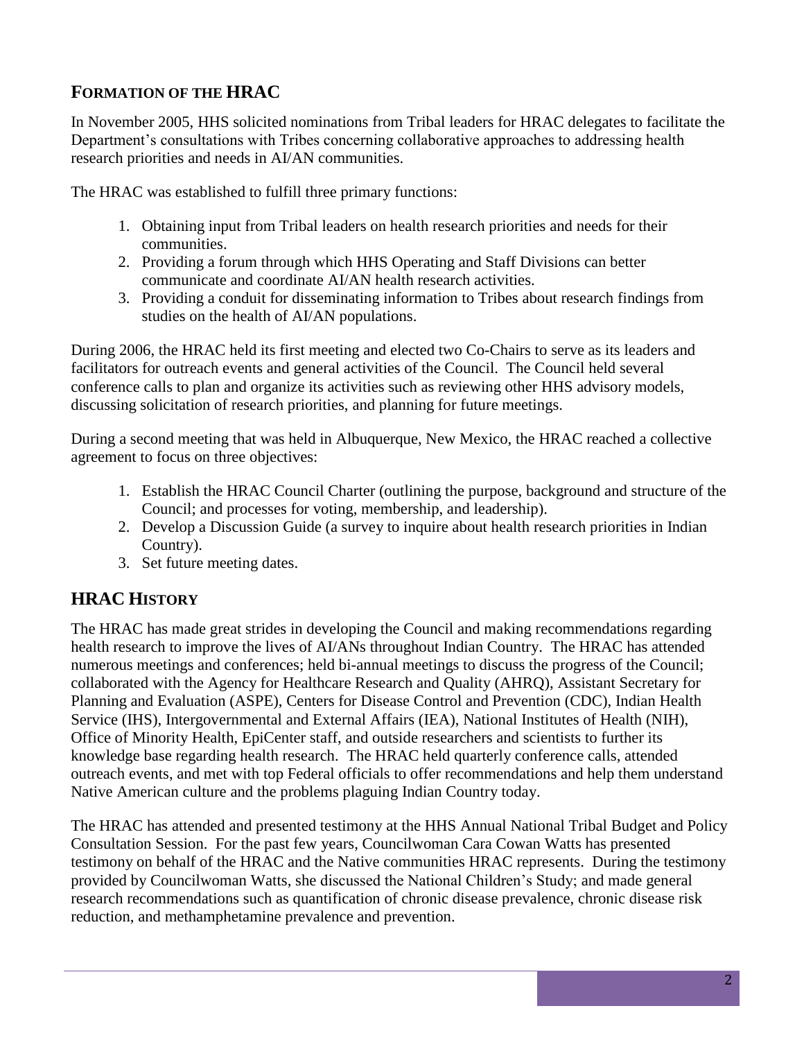## FORMATION OF THE HRAC

In November 2005, HHS solicited nominations from Tribal leaders for HRAC delegates to facilitate the Department's consultations with Tribes concerning collaborative approaches to addressing health research priorities and needs in AI/AN communities.

The HRAC was established to fulfill three primary functions:

1. Obtaining input from Tribal leaders on health research priorities and needs for their communities.
2. Providing a forum through which HHS Operating and Staff Divisions can better communicate and coordinate AI/AN health research activities.
3. Providing a conduit for disseminating information to Tribes about research findings from studies on the health of AI/AN populations.

During 2006, the HRAC held its first meeting and elected two Co-Chairs to serve as its leaders and facilitators for outreach events and general activities of the Council. The Council held several conference calls to plan and organize its activities such as reviewing other HHS advisory models, discussing solicitation of research priorities, and planning for future meetings.

During a second meeting that was held in Albuquerque, New Mexico, the HRAC reached a collective agreement to focus on three objectives:

1. Establish the HRAC Council Charter (outlining the purpose, background and structure of the Council; and processes for voting, membership, and leadership).
2. Develop a Discussion Guide (a survey to inquire about health research priorities in Indian Country).
3. Set future meeting dates.

## HRAC HISTORY

The HRAC has made great strides in developing the Council and making recommendations regarding health research to improve the lives of AI/ANs throughout Indian Country. The HRAC has attended numerous meetings and conferences; held bi-annual meetings to discuss the progress of the Council; collaborated with the Agency for Healthcare Research and Quality (AHRQ), Assistant Secretary for Planning and Evaluation (ASPE), Centers for Disease Control and Prevention (CDC), Indian Health Service (IHS), Intergovernmental and External Affairs (IEA), National Institutes of Health (NIH), Office of Minority Health, EpiCenter staff, and outside researchers and scientists to further its knowledge base regarding health research. The HRAC held quarterly conference calls, attended outreach events, and met with top Federal officials to offer recommendations and help them understand Native American culture and the problems plaguing Indian Country today.

The HRAC has attended and presented testimony at the HHS Annual National Tribal Budget and Policy Consultation Session. For the past few years, Councilwoman Cara Cowan Watts has presented testimony on behalf of the HRAC and the Native communities HRAC represents. During the testimony provided by Councilwoman Watts, she discussed the National Children's Study; and made general research recommendations such as quantification of chronic disease prevalence, chronic disease risk reduction, and methamphetamine prevalence and prevention.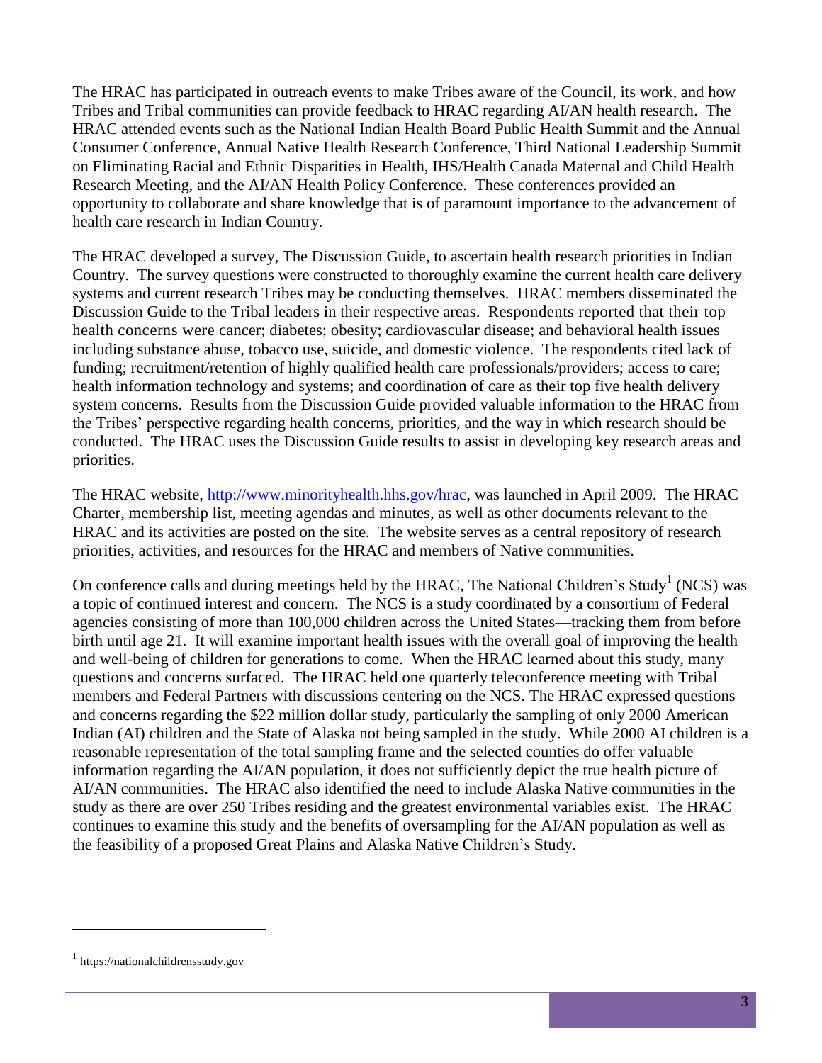The HRAC has participated in outreach events to make Tribes aware of the Council, its work, and how Tribes and Tribal communities can provide feedback to HRAC regarding AI/AN health research. The HRAC attended events such as the National Indian Health Board Public Health Summit and the Annual Consumer Conference, Annual Native Health Research Conference, Third National Leadership Summit on Eliminating Racial and Ethnic Disparities in Health, IHS/Health Canada Maternal and Child Health Research Meeting, and the AI/AN Health Policy Conference. These conferences provided an opportunity to collaborate and share knowledge that is of paramount importance to the advancement of health care research in Indian Country.

The HRAC developed a survey, The Discussion Guide, to ascertain health research priorities in Indian Country. The survey questions were constructed to thoroughly examine the current health care delivery systems and current research Tribes may be conducting themselves. HRAC members disseminated the Discussion Guide to the Tribal leaders in their respective areas. Respondents reported that their top health concerns were cancer; diabetes; obesity; cardiovascular disease; and behavioral health issues including substance abuse, tobacco use, suicide, and domestic violence. The respondents cited lack of funding; recruitment/retention of highly qualified health care professionals/providers; access to care; health information technology and systems; and coordination of care as their top five health delivery system concerns. Results from the Discussion Guide provided valuable information to the HRAC from the Tribes' perspective regarding health concerns, priorities, and the way in which research should be conducted. The HRAC uses the Discussion Guide results to assist in developing key research areas and priorities.

The HRAC website, [http://www.minorityhealth.hhs.gov/hrac](http://www.minorityhealth.hhs.gov/hrac), was launched in April 2009. The HRAC Charter, membership list, meeting agendas and minutes, as well as other documents relevant to the HRAC and its activities are posted on the site. The website serves as a central repository of research priorities, activities, and resources for the HRAC and members of Native communities.

On conference calls and during meetings held by the HRAC, The National Children's Study[1] (NCS) was a topic of continued interest and concern. The NCS is a study coordinated by a consortium of Federal agencies consisting of more than 100,000 children across the United States—tracking them from before birth until age 21. It will examine important health issues with the overall goal of improving the health and well-being of children for generations to come. When the HRAC learned about this study, many questions and concerns surfaced. The HRAC held one quarterly teleconference meeting with Tribal members and Federal Partners with discussions centering on the NCS. The HRAC expressed questions and concerns regarding the $22 million dollar study, particularly the sampling of only 2000 American Indian (AI) children and the State of Alaska not being sampled in the study. While 2000 AI children is a reasonable representation of the total sampling frame and the selected counties do offer valuable information regarding the AI/AN population, it does not sufficiently depict the true health picture of AI/AN communities. The HRAC also identified the need to include Alaska Native communities in the study as there are over 250 Tribes residing and the greatest environmental variables exist. The HRAC continues to examine this study and the benefits of oversampling for the AI/AN population as well as the feasibility of a proposed Great Plains and Alaska Native Children's Study.

---

[1] https://nationalchildrensstudy.gov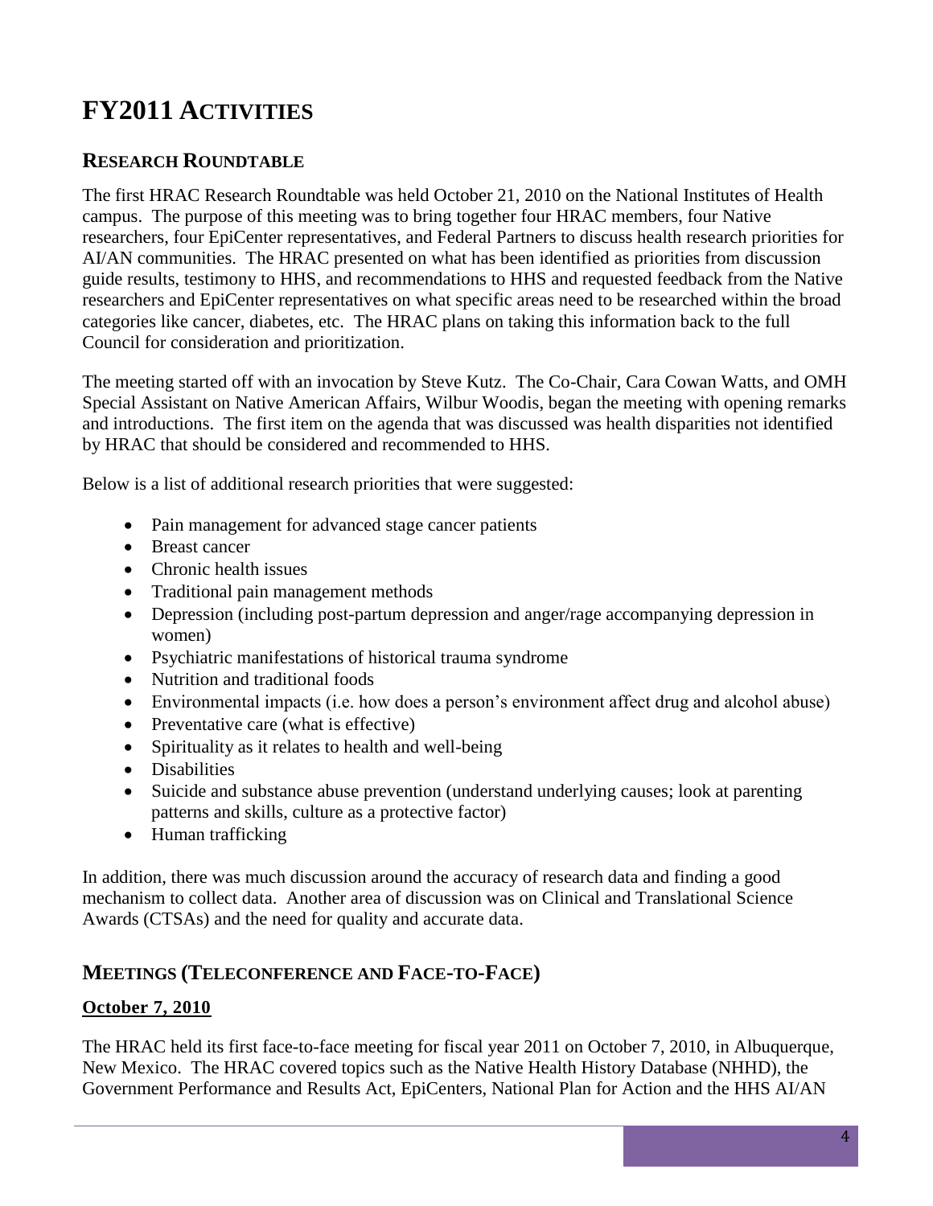# FY2011 Activities

## Research Roundtable

The first HRAC Research Roundtable was held October 21, 2010 on the National Institutes of Health campus. The purpose of this meeting was to bring together four HRAC members, four Native researchers, four EpiCenter representatives, and Federal Partners to discuss health research priorities for AI/AN communities. The HRAC presented on what has been identified as priorities from discussion guide results, testimony to HHS, and recommendations to HHS and requested feedback from the Native researchers and EpiCenter representatives on what specific areas need to be researched within the broad categories like cancer, diabetes, etc. The HRAC plans on taking this information back to the full Council for consideration and prioritization.

The meeting started off with an invocation by Steve Kutz. The Co-Chair, Cara Cowan Watts, and OMH Special Assistant on Native American Affairs, Wilbur Woodis, began the meeting with opening remarks and introductions. The first item on the agenda that was discussed was health disparities not identified by HRAC that should be considered and recommended to HHS.

Below is a list of additional research priorities that were suggested:

- Pain management for advanced stage cancer patients
- Breast cancer
- Chronic health issues
- Traditional pain management methods
- Depression (including post-partum depression and anger/rage accompanying depression in women)
- Psychiatric manifestations of historical trauma syndrome
- Nutrition and traditional foods
- Environmental impacts (i.e. how does a person's environment affect drug and alcohol abuse)
- Preventative care (what is effective)
- Spirituality as it relates to health and well-being
- Disabilities
- Suicide and substance abuse prevention (understand underlying causes; look at parenting patterns and skills, culture as a protective factor)
- Human trafficking

In addition, there was much discussion around the accuracy of research data and finding a good mechanism to collect data. Another area of discussion was on Clinical and Translational Science Awards (CTSAs) and the need for quality and accurate data.

## Meetings (Teleconference and Face-to-Face)

### October 7, 2010

The HRAC held its first face-to-face meeting for fiscal year 2011 on October 7, 2010, in Albuquerque, New Mexico. The HRAC covered topics such as the Native Health History Database (NHHD), the Government Performance and Results Act, EpiCenters, National Plan for Action and the HHS AI/AN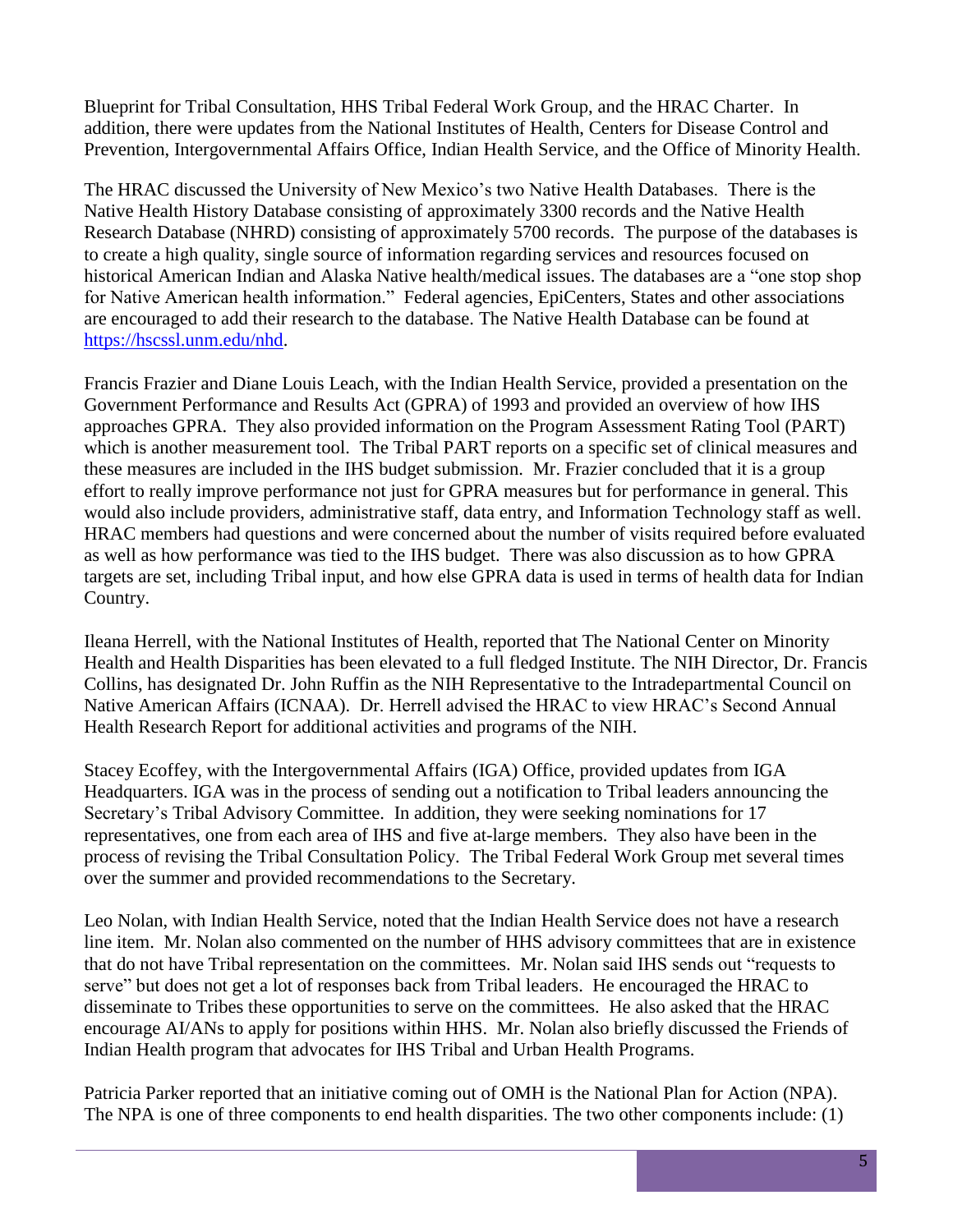Blueprint for Tribal Consultation, HHS Tribal Federal Work Group, and the HRAC Charter. In addition, there were updates from the National Institutes of Health, Centers for Disease Control and Prevention, Intergovernmental Affairs Office, Indian Health Service, and the Office of Minority Health.

The HRAC discussed the University of New Mexico's two Native Health Databases. There is the Native Health History Database consisting of approximately 3300 records and the Native Health Research Database (NHRD) consisting of approximately 5700 records. The purpose of the databases is to create a high quality, single source of information regarding services and resources focused on historical American Indian and Alaska Native health/medical issues. The databases are a "one stop shop for Native American health information." Federal agencies, EpiCenters, States and other associations are encouraged to add their research to the database. The Native Health Database can be found at https://hscssl.unm.edu/nhd.

Francis Frazier and Diane Louis Leach, with the Indian Health Service, provided a presentation on the Government Performance and Results Act (GPRA) of 1993 and provided an overview of how IHS approaches GPRA. They also provided information on the Program Assessment Rating Tool (PART) which is another measurement tool. The Tribal PART reports on a specific set of clinical measures and these measures are included in the IHS budget submission. Mr. Frazier concluded that it is a group effort to really improve performance not just for GPRA measures but for performance in general. This would also include providers, administrative staff, data entry, and Information Technology staff as well. HRAC members had questions and were concerned about the number of visits required before evaluated as well as how performance was tied to the IHS budget. There was also discussion as to how GPRA targets are set, including Tribal input, and how else GPRA data is used in terms of health data for Indian Country.

Ileana Herrell, with the National Institutes of Health, reported that The National Center on Minority Health and Health Disparities has been elevated to a full fledged Institute. The NIH Director, Dr. Francis Collins, has designated Dr. John Ruffin as the NIH Representative to the Intradepartmental Council on Native American Affairs (ICNAA). Dr. Herrell advised the HRAC to view HRAC's Second Annual Health Research Report for additional activities and programs of the NIH.

Stacey Ecoffey, with the Intergovernmental Affairs (IGA) Office, provided updates from IGA Headquarters. IGA was in the process of sending out a notification to Tribal leaders announcing the Secretary's Tribal Advisory Committee. In addition, they were seeking nominations for 17 representatives, one from each area of IHS and five at-large members. They also have been in the process of revising the Tribal Consultation Policy. The Tribal Federal Work Group met several times over the summer and provided recommendations to the Secretary.

Leo Nolan, with Indian Health Service, noted that the Indian Health Service does not have a research line item. Mr. Nolan also commented on the number of HHS advisory committees that are in existence that do not have Tribal representation on the committees. Mr. Nolan said IHS sends out "requests to serve" but does not get a lot of responses back from Tribal leaders. He encouraged the HRAC to disseminate to Tribes these opportunities to serve on the committees. He also asked that the HRAC encourage AI/ANs to apply for positions within HHS. Mr. Nolan also briefly discussed the Friends of Indian Health program that advocates for IHS Tribal and Urban Health Programs.

Patricia Parker reported that an initiative coming out of OMH is the National Plan for Action (NPA). The NPA is one of three components to end health disparities. The two other components include: (1)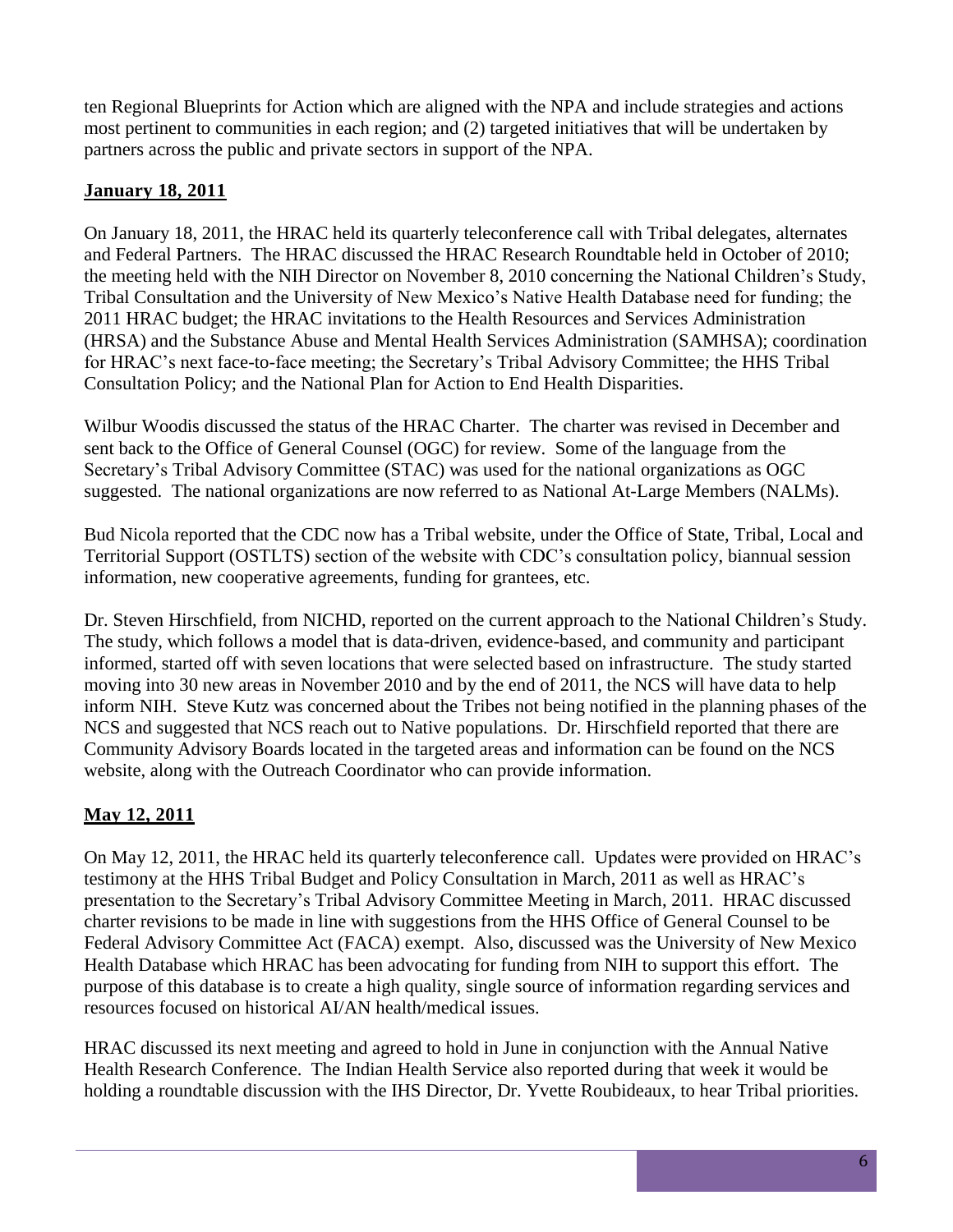ten Regional Blueprints for Action which are aligned with the NPA and include strategies and actions most pertinent to communities in each region; and (2) targeted initiatives that will be undertaken by partners across the public and private sectors in support of the NPA.

## **January 18, 2011**

On January 18, 2011, the HRAC held its quarterly teleconference call with Tribal delegates, alternates and Federal Partners. The HRAC discussed the HRAC Research Roundtable held in October of 2010; the meeting held with the NIH Director on November 8, 2010 concerning the National Children's Study, Tribal Consultation and the University of New Mexico's Native Health Database need for funding; the 2011 HRAC budget; the HRAC invitations to the Health Resources and Services Administration (HRSA) and the Substance Abuse and Mental Health Services Administration (SAMHSA); coordination for HRAC's next face-to-face meeting; the Secretary's Tribal Advisory Committee; the HHS Tribal Consultation Policy; and the National Plan for Action to End Health Disparities.

Wilbur Woodis discussed the status of the HRAC Charter. The charter was revised in December and sent back to the Office of General Counsel (OGC) for review. Some of the language from the Secretary's Tribal Advisory Committee (STAC) was used for the national organizations as OGC suggested. The national organizations are now referred to as National At-Large Members (NALMs).

Bud Nicola reported that the CDC now has a Tribal website, under the Office of State, Tribal, Local and Territorial Support (OSTLTS) section of the website with CDC's consultation policy, biannual session information, new cooperative agreements, funding for grantees, etc.

Dr. Steven Hirschfield, from NICHD, reported on the current approach to the National Children's Study. The study, which follows a model that is data-driven, evidence-based, and community and participant informed, started off with seven locations that were selected based on infrastructure. The study started moving into 30 new areas in November 2010 and by the end of 2011, the NCS will have data to help inform NIH. Steve Kutz was concerned about the Tribes not being notified in the planning phases of the NCS and suggested that NCS reach out to Native populations. Dr. Hirschfield reported that there are Community Advisory Boards located in the targeted areas and information can be found on the NCS website, along with the Outreach Coordinator who can provide information.

## **May 12, 2011**

On May 12, 2011, the HRAC held its quarterly teleconference call. Updates were provided on HRAC's testimony at the HHS Tribal Budget and Policy Consultation in March, 2011 as well as HRAC's presentation to the Secretary's Tribal Advisory Committee Meeting in March, 2011. HRAC discussed charter revisions to be made in line with suggestions from the HHS Office of General Counsel to be Federal Advisory Committee Act (FACA) exempt. Also, discussed was the University of New Mexico Health Database which HRAC has been advocating for funding from NIH to support this effort. The purpose of this database is to create a high quality, single source of information regarding services and resources focused on historical AI/AN health/medical issues.

HRAC discussed its next meeting and agreed to hold in June in conjunction with the Annual Native Health Research Conference. The Indian Health Service also reported during that week it would be holding a roundtable discussion with the IHS Director, Dr. Yvette Roubideaux, to hear Tribal priorities.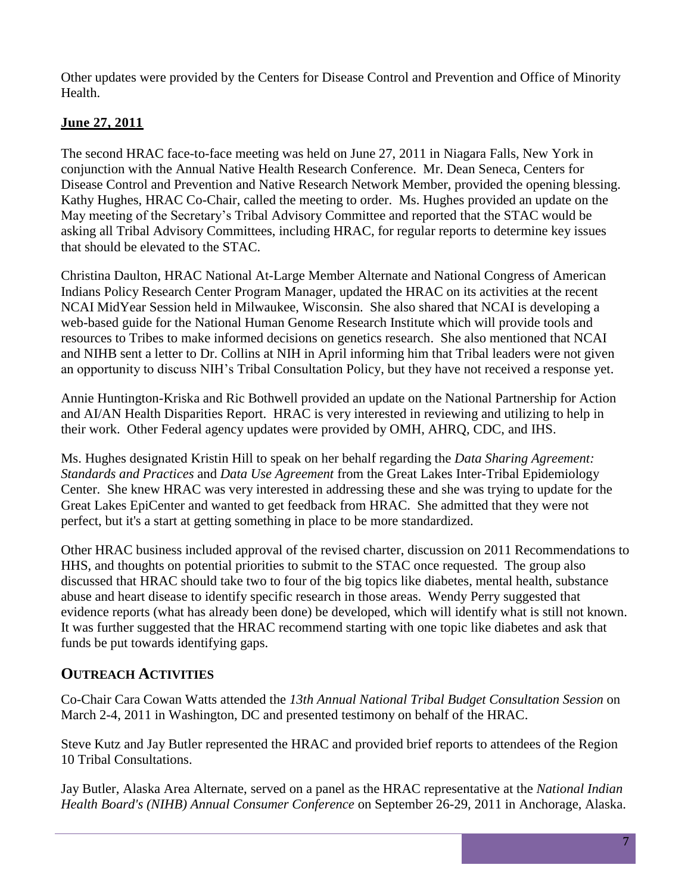Other updates were provided by the Centers for Disease Control and Prevention and Office of Minority Health.

**June 27, 2011**

The second HRAC face-to-face meeting was held on June 27, 2011 in Niagara Falls, New York in conjunction with the Annual Native Health Research Conference. Mr. Dean Seneca, Centers for Disease Control and Prevention and Native Research Network Member, provided the opening blessing. Kathy Hughes, HRAC Co-Chair, called the meeting to order. Ms. Hughes provided an update on the May meeting of the Secretary's Tribal Advisory Committee and reported that the STAC would be asking all Tribal Advisory Committees, including HRAC, for regular reports to determine key issues that should be elevated to the STAC.

Christina Daulton, HRAC National At-Large Member Alternate and National Congress of American Indians Policy Research Center Program Manager, updated the HRAC on its activities at the recent NCAI MidYear Session held in Milwaukee, Wisconsin. She also shared that NCAI is developing a web-based guide for the National Human Genome Research Institute which will provide tools and resources to Tribes to make informed decisions on genetics research. She also mentioned that NCAI and NIHB sent a letter to Dr. Collins at NIH in April informing him that Tribal leaders were not given an opportunity to discuss NIH's Tribal Consultation Policy, but they have not received a response yet.

Annie Huntington-Kriska and Ric Bothwell provided an update on the National Partnership for Action and AI/AN Health Disparities Report. HRAC is very interested in reviewing and utilizing to help in their work. Other Federal agency updates were provided by OMH, AHRQ, CDC, and IHS.

Ms. Hughes designated Kristin Hill to speak on her behalf regarding the *Data Sharing Agreement: Standards and Practices* and *Data Use Agreement* from the Great Lakes Inter-Tribal Epidemiology Center. She knew HRAC was very interested in addressing these and she was trying to update for the Great Lakes EpiCenter and wanted to get feedback from HRAC. She admitted that they were not perfect, but it's a start at getting something in place to be more standardized.

Other HRAC business included approval of the revised charter, discussion on 2011 Recommendations to HHS, and thoughts on potential priorities to submit to the STAC once requested. The group also discussed that HRAC should take two to four of the big topics like diabetes, mental health, substance abuse and heart disease to identify specific research in those areas. Wendy Perry suggested that evidence reports (what has already been done) be developed, which will identify what is still not known. It was further suggested that the HRAC recommend starting with one topic like diabetes and ask that funds be put towards identifying gaps.

## OUTREACH ACTIVITIES

Co-Chair Cara Cowan Watts attended the *13th Annual National Tribal Budget Consultation Session* on March 2-4, 2011 in Washington, DC and presented testimony on behalf of the HRAC.

Steve Kutz and Jay Butler represented the HRAC and provided brief reports to attendees of the Region 10 Tribal Consultations.

Jay Butler, Alaska Area Alternate, served on a panel as the HRAC representative at the *National Indian Health Board's (NIHB) Annual Consumer Conference* on September 26-29, 2011 in Anchorage, Alaska.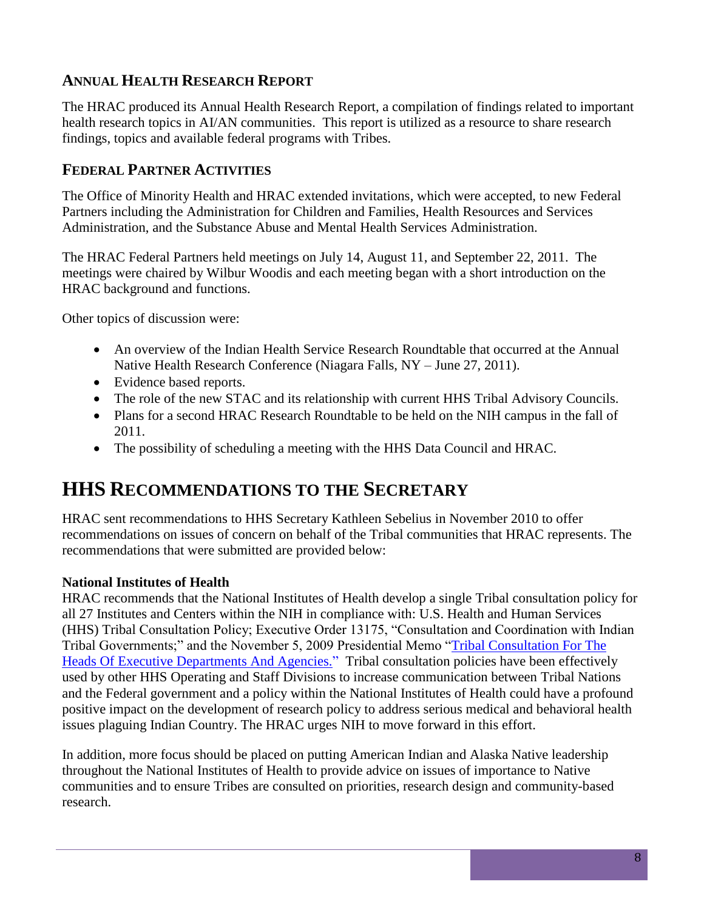### Annual Health Research Report

The HRAC produced its Annual Health Research Report, a compilation of findings related to important health research topics in AI/AN communities. This report is utilized as a resource to share research findings, topics and available federal programs with Tribes.

### Federal Partner Activities

The Office of Minority Health and HRAC extended invitations, which were accepted, to new Federal Partners including the Administration for Children and Families, Health Resources and Services Administration, and the Substance Abuse and Mental Health Services Administration.

The HRAC Federal Partners held meetings on July 14, August 11, and September 22, 2011. The meetings were chaired by Wilbur Woodis and each meeting began with a short introduction on the HRAC background and functions.

Other topics of discussion were:

- An overview of the Indian Health Service Research Roundtable that occurred at the Annual Native Health Research Conference (Niagara Falls, NY – June 27, 2011).
- Evidence based reports.
- The role of the new STAC and its relationship with current HHS Tribal Advisory Councils.
- Plans for a second HRAC Research Roundtable to be held on the NIH campus in the fall of 2011.
- The possibility of scheduling a meeting with the HHS Data Council and HRAC.

## HHS Recommendations to the Secretary

HRAC sent recommendations to HHS Secretary Kathleen Sebelius in November 2010 to offer recommendations on issues of concern on behalf of the Tribal communities that HRAC represents. The recommendations that were submitted are provided below:

**National Institutes of Health**

HRAC recommends that the National Institutes of Health develop a single Tribal consultation policy for all 27 Institutes and Centers within the NIH in compliance with: U.S. Health and Human Services (HHS) Tribal Consultation Policy; Executive Order 13175, "Consultation and Coordination with Indian Tribal Governments;" and the November 5, 2009 Presidential Memo "Tribal Consultation For The Heads Of Executive Departments And Agencies." Tribal consultation policies have been effectively used by other HHS Operating and Staff Divisions to increase communication between Tribal Nations and the Federal government and a policy within the National Institutes of Health could have a profound positive impact on the development of research policy to address serious medical and behavioral health issues plaguing Indian Country. The HRAC urges NIH to move forward in this effort.

In addition, more focus should be placed on putting American Indian and Alaska Native leadership throughout the National Institutes of Health to provide advice on issues of importance to Native communities and to ensure Tribes are consulted on priorities, research design and community-based research.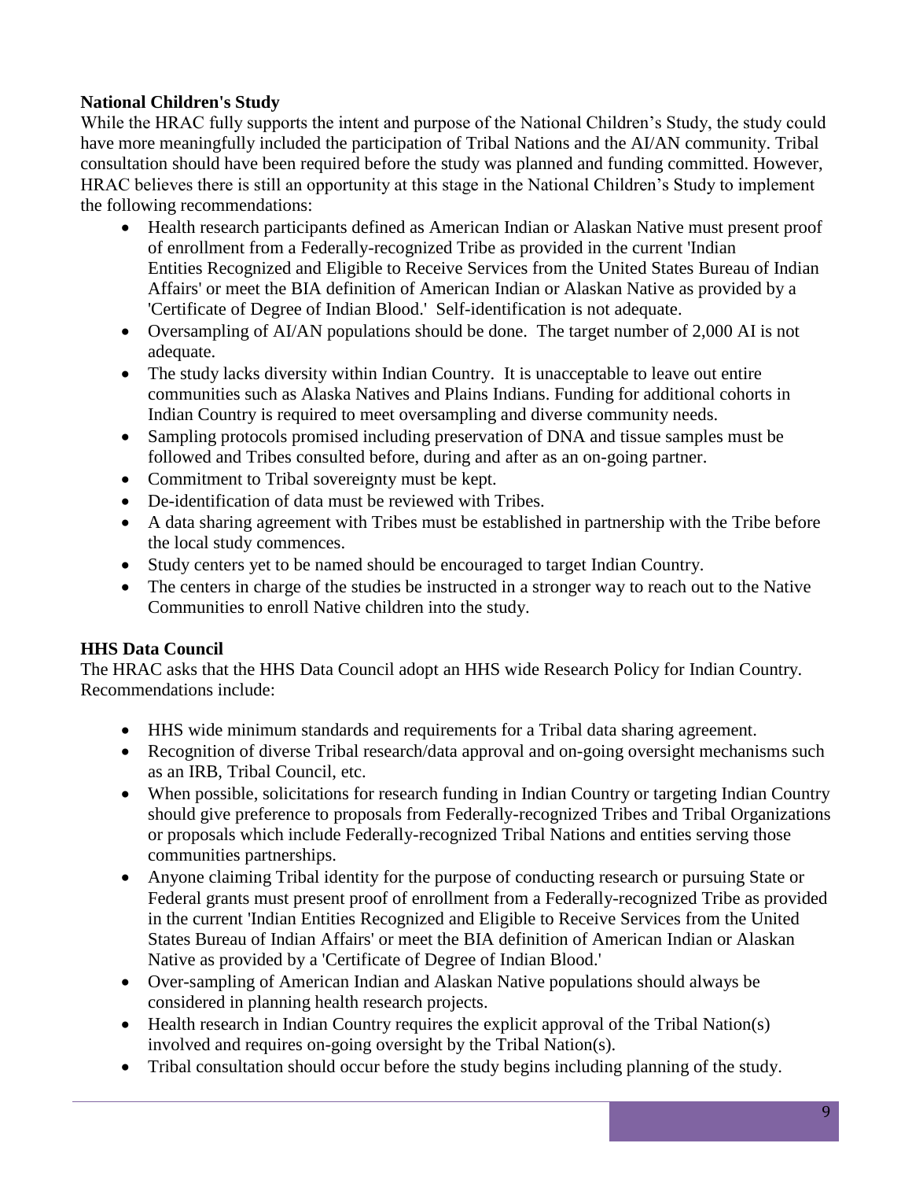**National Children's Study**

While the HRAC fully supports the intent and purpose of the National Children's Study, the study could have more meaningfully included the participation of Tribal Nations and the AI/AN community. Tribal consultation should have been required before the study was planned and funding committed. However, HRAC believes there is still an opportunity at this stage in the National Children's Study to implement the following recommendations:

- Health research participants defined as American Indian or Alaskan Native must present proof of enrollment from a Federally-recognized Tribe as provided in the current 'Indian Entities Recognized and Eligible to Receive Services from the United States Bureau of Indian Affairs' or meet the BIA definition of American Indian or Alaskan Native as provided by a 'Certificate of Degree of Indian Blood.' Self-identification is not adequate.
- Oversampling of AI/AN populations should be done. The target number of 2,000 AI is not adequate.
- The study lacks diversity within Indian Country. It is unacceptable to leave out entire communities such as Alaska Natives and Plains Indians. Funding for additional cohorts in Indian Country is required to meet oversampling and diverse community needs.
- Sampling protocols promised including preservation of DNA and tissue samples must be followed and Tribes consulted before, during and after as an on-going partner.
- Commitment to Tribal sovereignty must be kept.
- De-identification of data must be reviewed with Tribes.
- A data sharing agreement with Tribes must be established in partnership with the Tribe before the local study commences.
- Study centers yet to be named should be encouraged to target Indian Country.
- The centers in charge of the studies be instructed in a stronger way to reach out to the Native Communities to enroll Native children into the study.

**HHS Data Council**

The HRAC asks that the HHS Data Council adopt an HHS wide Research Policy for Indian Country. Recommendations include:

- HHS wide minimum standards and requirements for a Tribal data sharing agreement.
- Recognition of diverse Tribal research/data approval and on-going oversight mechanisms such as an IRB, Tribal Council, etc.
- When possible, solicitations for research funding in Indian Country or targeting Indian Country should give preference to proposals from Federally-recognized Tribes and Tribal Organizations or proposals which include Federally-recognized Tribal Nations and entities serving those communities partnerships.
- Anyone claiming Tribal identity for the purpose of conducting research or pursuing State or Federal grants must present proof of enrollment from a Federally-recognized Tribe as provided in the current 'Indian Entities Recognized and Eligible to Receive Services from the United States Bureau of Indian Affairs' or meet the BIA definition of American Indian or Alaskan Native as provided by a 'Certificate of Degree of Indian Blood.'
- Over-sampling of American Indian and Alaskan Native populations should always be considered in planning health research projects.
- Health research in Indian Country requires the explicit approval of the Tribal Nation(s) involved and requires on-going oversight by the Tribal Nation(s).
- Tribal consultation should occur before the study begins including planning of the study.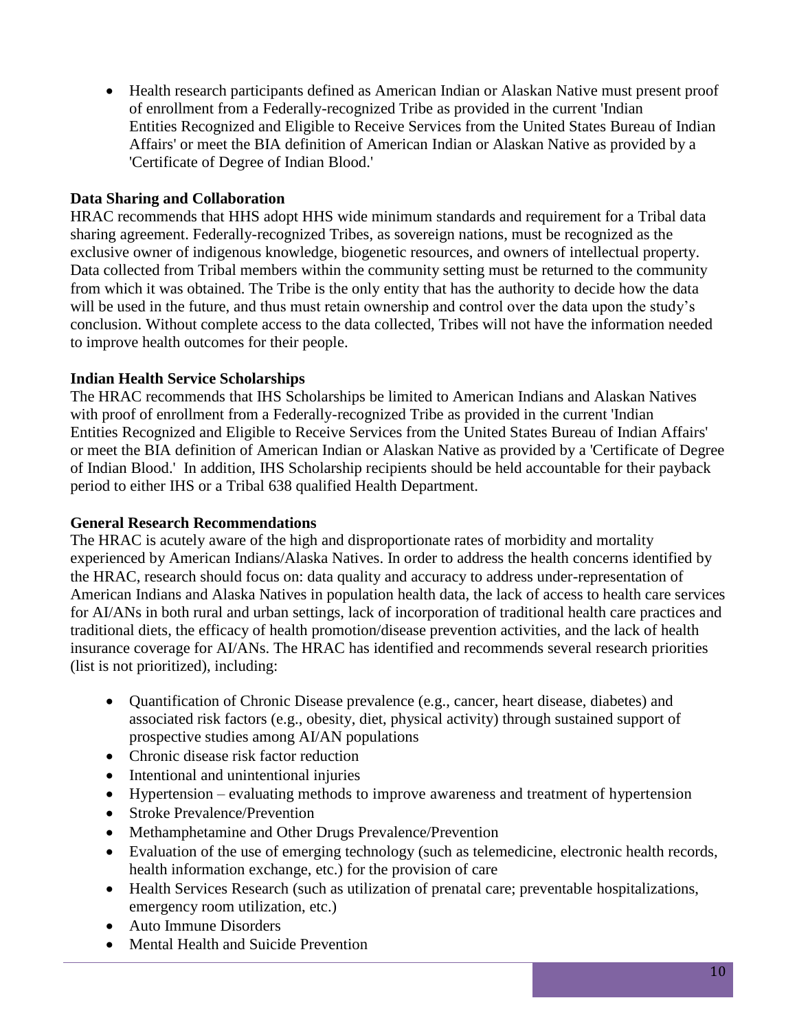- Health research participants defined as American Indian or Alaskan Native must present proof of enrollment from a Federally-recognized Tribe as provided in the current 'Indian Entities Recognized and Eligible to Receive Services from the United States Bureau of Indian Affairs' or meet the BIA definition of American Indian or Alaskan Native as provided by a 'Certificate of Degree of Indian Blood.'

**Data Sharing and Collaboration**

HRAC recommends that HHS adopt HHS wide minimum standards and requirement for a Tribal data sharing agreement. Federally-recognized Tribes, as sovereign nations, must be recognized as the exclusive owner of indigenous knowledge, biogenetic resources, and owners of intellectual property. Data collected from Tribal members within the community setting must be returned to the community from which it was obtained. The Tribe is the only entity that has the authority to decide how the data will be used in the future, and thus must retain ownership and control over the data upon the study's conclusion. Without complete access to the data collected, Tribes will not have the information needed to improve health outcomes for their people.

**Indian Health Service Scholarships**

The HRAC recommends that IHS Scholarships be limited to American Indians and Alaskan Natives with proof of enrollment from a Federally-recognized Tribe as provided in the current 'Indian Entities Recognized and Eligible to Receive Services from the United States Bureau of Indian Affairs' or meet the BIA definition of American Indian or Alaskan Native as provided by a 'Certificate of Degree of Indian Blood.' In addition, IHS Scholarship recipients should be held accountable for their payback period to either IHS or a Tribal 638 qualified Health Department.

**General Research Recommendations**

The HRAC is acutely aware of the high and disproportionate rates of morbidity and mortality experienced by American Indians/Alaska Natives. In order to address the health concerns identified by the HRAC, research should focus on: data quality and accuracy to address under-representation of American Indians and Alaska Natives in population health data, the lack of access to health care services for AI/ANs in both rural and urban settings, lack of incorporation of traditional health care practices and traditional diets, the efficacy of health promotion/disease prevention activities, and the lack of health insurance coverage for AI/ANs. The HRAC has identified and recommends several research priorities (list is not prioritized), including:

- Quantification of Chronic Disease prevalence (e.g., cancer, heart disease, diabetes) and associated risk factors (e.g., obesity, diet, physical activity) through sustained support of prospective studies among AI/AN populations
- Chronic disease risk factor reduction
- Intentional and unintentional injuries
- Hypertension – evaluating methods to improve awareness and treatment of hypertension
- Stroke Prevalence/Prevention
- Methamphetamine and Other Drugs Prevalence/Prevention
- Evaluation of the use of emerging technology (such as telemedicine, electronic health records, health information exchange, etc.) for the provision of care
- Health Services Research (such as utilization of prenatal care; preventable hospitalizations, emergency room utilization, etc.)
- Auto Immune Disorders
- Mental Health and Suicide Prevention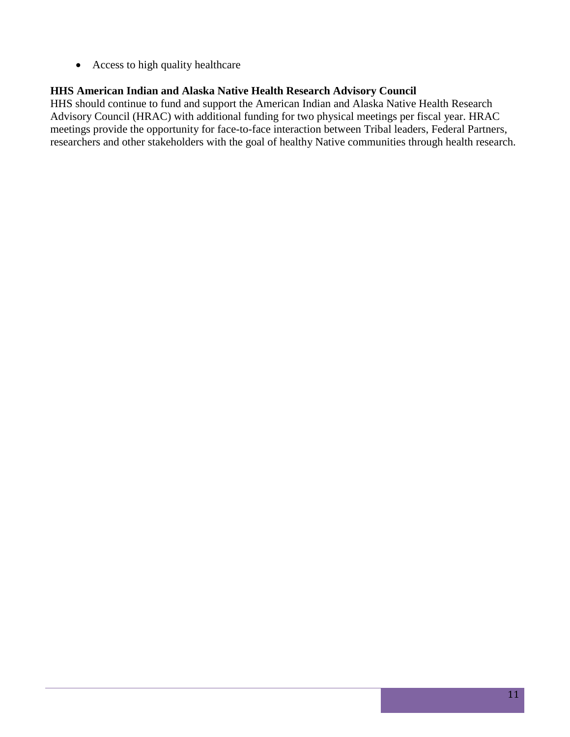- Access to high quality healthcare

**HHS American Indian and Alaska Native Health Research Advisory Council**

HHS should continue to fund and support the American Indian and Alaska Native Health Research Advisory Council (HRAC) with additional funding for two physical meetings per fiscal year. HRAC meetings provide the opportunity for face-to-face interaction between Tribal leaders, Federal Partners, researchers and other stakeholders with the goal of healthy Native communities through health research.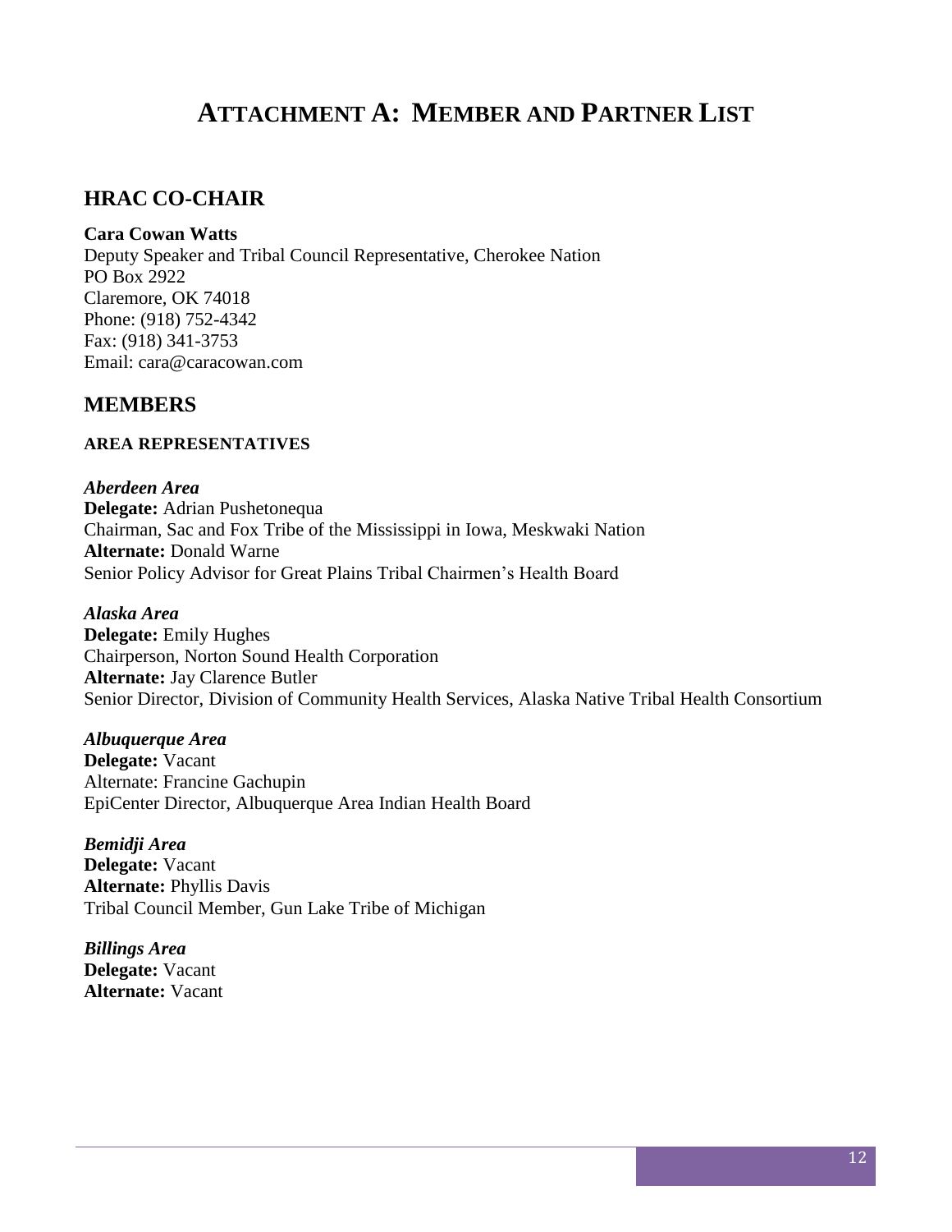# ATTACHMENT A: MEMBER AND PARTNER LIST

## HRAC CO-CHAIR

**Cara Cowan Watts**
Deputy Speaker and Tribal Council Representative, Cherokee Nation
PO Box 2922
Claremore, OK 74018
Phone: (918) 752-4342
Fax: (918) 341-3753
Email: cara@caracowan.com

## MEMBERS

#### AREA REPRESENTATIVES

***Aberdeen Area***
**Delegate:** Adrian Pushetonequa
Chairman, Sac and Fox Tribe of the Mississippi in Iowa, Meskwaki Nation
**Alternate:** Donald Warne
Senior Policy Advisor for Great Plains Tribal Chairmen's Health Board

***Alaska Area***
**Delegate:** Emily Hughes
Chairperson, Norton Sound Health Corporation
**Alternate:** Jay Clarence Butler
Senior Director, Division of Community Health Services, Alaska Native Tribal Health Consortium

***Albuquerque Area***
**Delegate:** Vacant
Alternate: Francine Gachupin
EpiCenter Director, Albuquerque Area Indian Health Board

***Bemidji Area***
**Delegate:** Vacant
**Alternate:** Phyllis Davis
Tribal Council Member, Gun Lake Tribe of Michigan

***Billings Area***
**Delegate:** Vacant
**Alternate:** Vacant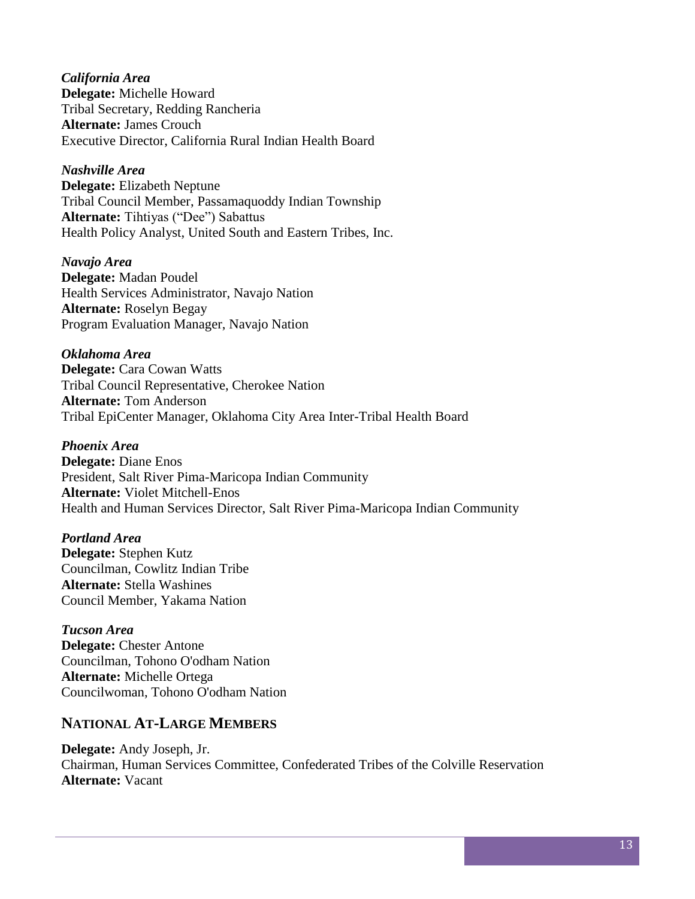***California Area***
**Delegate:** Michelle Howard
Tribal Secretary, Redding Rancheria
**Alternate:** James Crouch
Executive Director, California Rural Indian Health Board

***Nashville Area***
**Delegate:** Elizabeth Neptune
Tribal Council Member, Passamaquoddy Indian Township
**Alternate:** Tihtiyas ("Dee") Sabattus
Health Policy Analyst, United South and Eastern Tribes, Inc.

***Navajo Area***
**Delegate:** Madan Poudel
Health Services Administrator, Navajo Nation
**Alternate:** Roselyn Begay
Program Evaluation Manager, Navajo Nation

***Oklahoma Area***
**Delegate:** Cara Cowan Watts
Tribal Council Representative, Cherokee Nation
**Alternate:** Tom Anderson
Tribal EpiCenter Manager, Oklahoma City Area Inter-Tribal Health Board

***Phoenix Area***
**Delegate:** Diane Enos
President, Salt River Pima-Maricopa Indian Community
**Alternate:** Violet Mitchell-Enos
Health and Human Services Director, Salt River Pima-Maricopa Indian Community

***Portland Area***
**Delegate:** Stephen Kutz
Councilman, Cowlitz Indian Tribe
**Alternate:** Stella Washines
Council Member, Yakama Nation

***Tucson Area***
**Delegate:** Chester Antone
Councilman, Tohono O'odham Nation
**Alternate:** Michelle Ortega
Councilwoman, Tohono O'odham Nation

## NATIONAL AT-LARGE MEMBERS

**Delegate:** Andy Joseph, Jr.
Chairman, Human Services Committee, Confederated Tribes of the Colville Reservation
**Alternate:** Vacant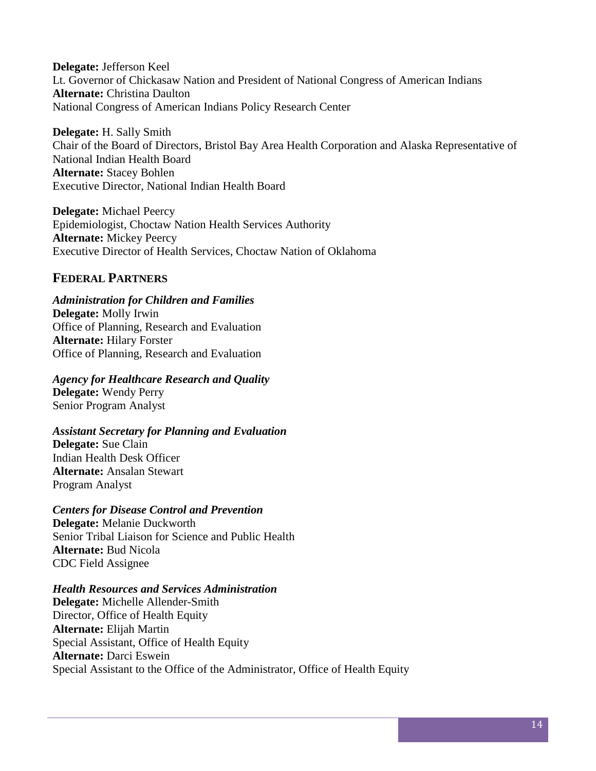**Delegate:** Jefferson Keel
Lt. Governor of Chickasaw Nation and President of National Congress of American Indians
**Alternate:** Christina Daulton
National Congress of American Indians Policy Research Center

**Delegate:** H. Sally Smith
Chair of the Board of Directors, Bristol Bay Area Health Corporation and Alaska Representative of National Indian Health Board
**Alternate:** Stacey Bohlen
Executive Director, National Indian Health Board

**Delegate:** Michael Peercy
Epidemiologist, Choctaw Nation Health Services Authority
**Alternate:** Mickey Peercy
Executive Director of Health Services, Choctaw Nation of Oklahoma

## FEDERAL PARTNERS

***Administration for Children and Families***
**Delegate:** Molly Irwin
Office of Planning, Research and Evaluation
**Alternate:** Hilary Forster
Office of Planning, Research and Evaluation

***Agency for Healthcare Research and Quality***
**Delegate:** Wendy Perry
Senior Program Analyst

***Assistant Secretary for Planning and Evaluation***
**Delegate:** Sue Clain
Indian Health Desk Officer
**Alternate:** Ansalan Stewart
Program Analyst

***Centers for Disease Control and Prevention***
**Delegate:** Melanie Duckworth
Senior Tribal Liaison for Science and Public Health
**Alternate:** Bud Nicola
CDC Field Assignee

***Health Resources and Services Administration***
**Delegate:** Michelle Allender-Smith
Director, Office of Health Equity
**Alternate:** Elijah Martin
Special Assistant, Office of Health Equity
**Alternate:** Darci Eswein
Special Assistant to the Office of the Administrator, Office of Health Equity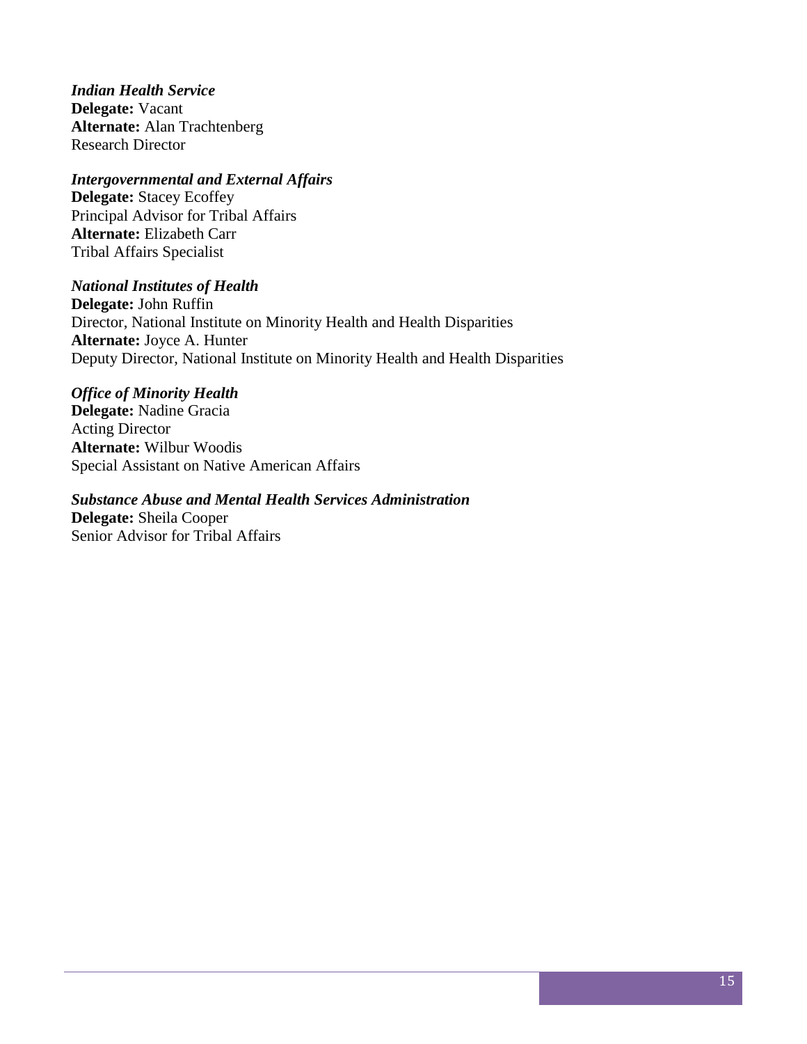***Indian Health Service***
**Delegate:** Vacant
**Alternate:** Alan Trachtenberg
Research Director

***Intergovernmental and External Affairs***
**Delegate:** Stacey Ecoffey
Principal Advisor for Tribal Affairs
**Alternate:** Elizabeth Carr
Tribal Affairs Specialist

***National Institutes of Health***
**Delegate:** John Ruffin
Director, National Institute on Minority Health and Health Disparities
**Alternate:** Joyce A. Hunter
Deputy Director, National Institute on Minority Health and Health Disparities

***Office of Minority Health***
**Delegate:** Nadine Gracia
Acting Director
**Alternate:** Wilbur Woodis
Special Assistant on Native American Affairs

***Substance Abuse and Mental Health Services Administration***
**Delegate:** Sheila Cooper
Senior Advisor for Tribal Affairs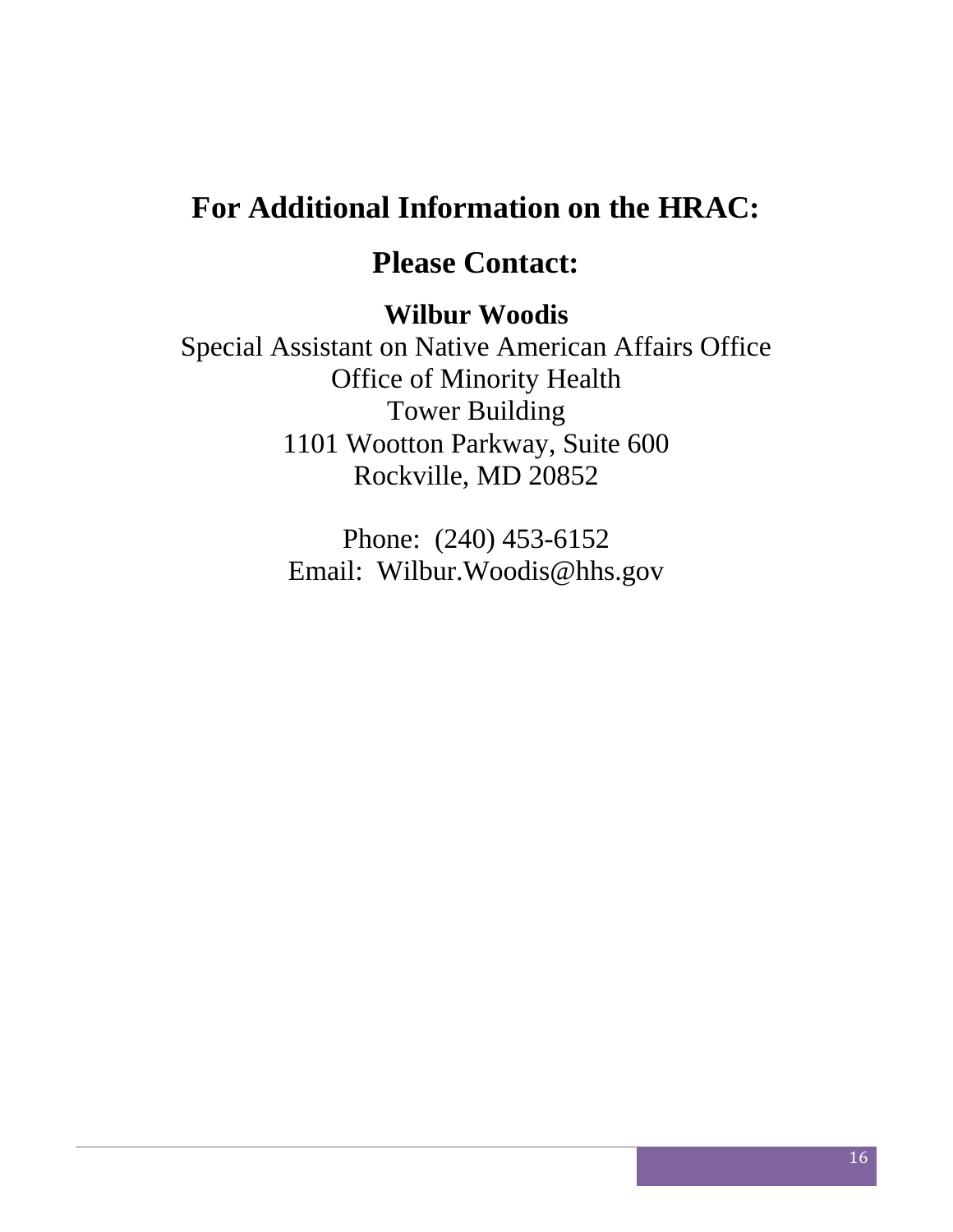## For Additional Information on the HRAC:

## Please Contact:

**Wilbur Woodis**

Special Assistant on Native American Affairs Office
Office of Minority Health
Tower Building
1101 Wootton Parkway, Suite 600
Rockville, MD 20852

Phone: (240) 453-6152
Email: Wilbur.Woodis@hhs.gov